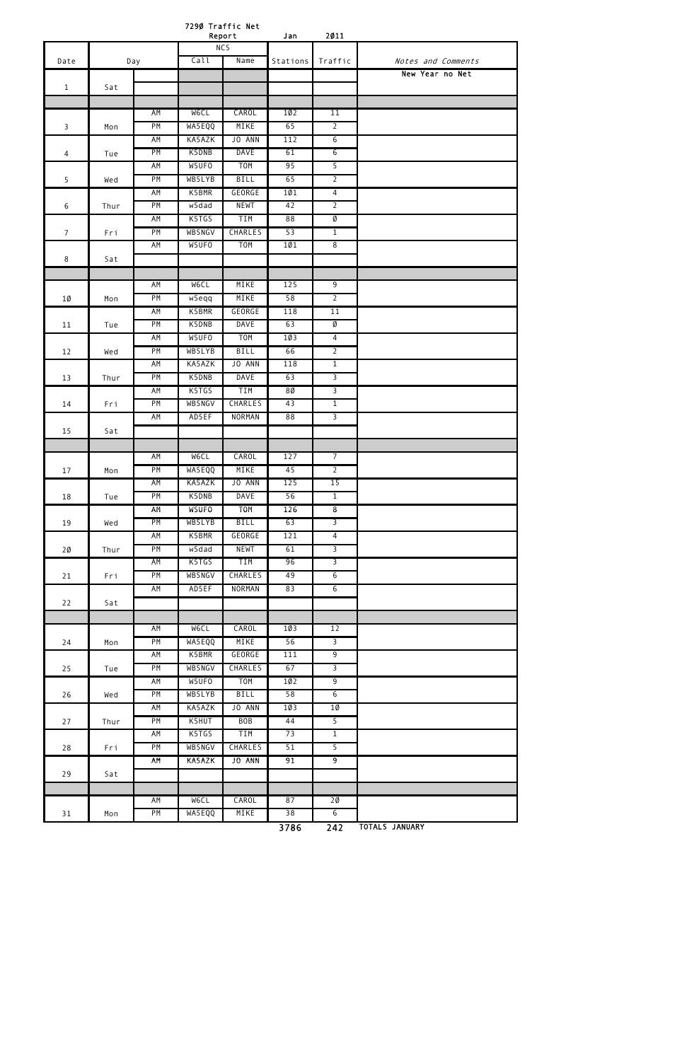# 7290 Traffic Net Report Jan 2011

| Date | Day | | NCS Call | NCS Name | Stations | Traffic | *Notes and Comments* |
|---|---|---|---|---|---|---|---|
| 1 | Sat | | | | | | New Year no Net |
| | | | | | | | |
| 3 | Mon | AM | W6CL | CAROL | 102 | 11 | |
| | | PM | WA5EQQ | MIKE | 65 | 2 | |
| 4 | Tue | AM | KA5AZK | JO ANN | 112 | 6 | |
| | | PM | K5DNB | DAVE | 61 | 6 | |
| 5 | Wed | AM | W5UFO | TOM | 95 | 5 | |
| | | PM | WB5LYB | BILL | 65 | 2 | |
| 6 | Thur | AM | K5BMR | GEORGE | 101 | 4 | |
| | | PM | w5dad | NEWT | 42 | 2 | |
| 7 | Fri | AM | K5TGS | TIM | 88 | 0 | |
| | | PM | WB5NGV | CHARLES | 53 | 1 | |
| 8 | Sat | AM | W5UFO | TOM | 101 | 8 | |
| | | | | | | | |
| 10 | Mon | AM | W6CL | MIKE | 125 | 9 | |
| | | PM | w5eqq | MIKE | 58 | 2 | |
| 11 | Tue | AM | K5BMR | GEORGE | 118 | 11 | |
| | | PM | K5DNB | DAVE | 63 | 0 | |
| 12 | Wed | AM | W5UFO | TOM | 103 | 4 | |
| | | PM | WB5LYB | BILL | 66 | 2 | |
| 13 | Thur | AM | KA5AZK | JO ANN | 118 | 1 | |
| | | PM | K5DNB | DAVE | 63 | 3 | |
| 14 | Fri | AM | K5TGS | TIM | 80 | 3 | |
| | | PM | WB5NGV | CHARLES | 43 | 1 | |
| 15 | Sat | AM | AD5EF | NORMAN | 88 | 3 | |
| | | | | | | | |
| 17 | Mon | AM | W6CL | CAROL | 127 | 7 | |
| | | PM | WA5EQQ | MIKE | 45 | 2 | |
| 18 | Tue | AM | KA5AZK | JO ANN | 125 | 15 | |
| | | PM | K5DNB | DAVE | 56 | 1 | |
| 19 | Wed | AM | W5UFO | TOM | 126 | 8 | |
| | | PM | WB5LYB | BILL | 63 | 3 | |
| 20 | Thur | AM | K5BMR | GEORGE | 121 | 4 | |
| | | PM | w5dad | NEWT | 61 | 3 | |
| 21 | Fri | AM | K5TGS | TIM | 96 | 3 | |
| | | PM | WB5NGV | CHARLES | 49 | 6 | |
| 22 | Sat | AM | AD5EF | NORMAN | 83 | 6 | |
| | | | | | | | |
| 24 | Mon | AM | W6CL | CAROL | 103 | 12 | |
| | | PM | WA5EQQ | MIKE | 56 | 3 | |
| 25 | Tue | AM | K5BMR | GEORGE | 111 | 9 | |
| | | PM | WB5NGV | CHARLES | 67 | 3 | |
| 26 | Wed | AM | W5UFO | TOM | 102 | 9 | |
| | | PM | WB5LYB | BILL | 58 | 6 | |
| 27 | Thur | AM | KA5AZK | JO ANN | 103 | 10 | |
| | | PM | K5HUT | BOB | 44 | 5 | |
| 28 | Fri | AM | K5TGS | TIM | 73 | 1 | |
| | | PM | WB5NGV | CHARLES | 51 | 5 | |
| 29 | Sat | AM | KA5AZK | JO ANN | 91 | 9 | |
| | | | | | | | |
| 31 | Mon | AM | W6CL | CAROL | 87 | 20 | |
| | | PM | WA5EQQ | MIKE | 38 | 6 | |
| | | | | | 3786 | 242 | TOTALS JANUARY |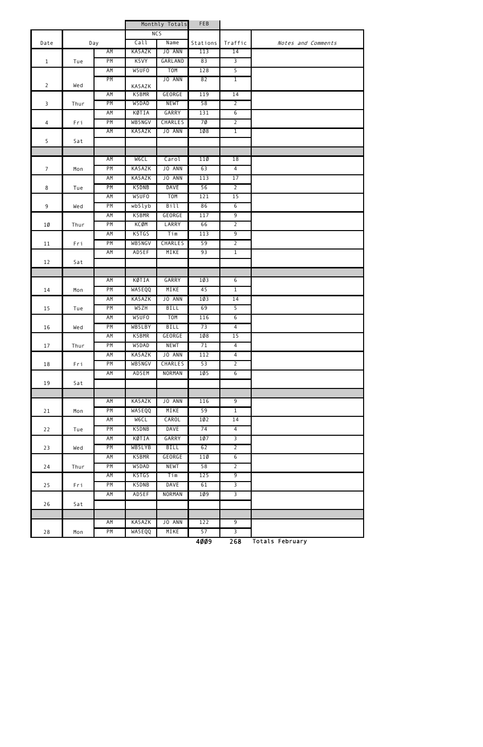| | | | Monthly Totals | | FEB | | |
|---|---|---|---|---|---|---|---|
| | | | NCS | | | | |
| Date | Day | | Call | Name | Stations | Traffic | *Notes and Comments* |
| 1 | Tue | AM | KA5AZK | JO ANN | 113 | 14 | |
| | | PM | K5VY | GARLAND | 83 | 3 | |
| 2 | Wed | AM | W5UFO | TOM | 128 | 5 | |
| | | PM | KA5AZK | JO ANN | 82 | 1 | |
| 3 | Thur | AM | K5BMR | GEORGE | 119 | 14 | |
| | | PM | W5DAD | NEWT | 58 | 2 | |
| 4 | Fri | AM | KØTIA | GARRY | 131 | 6 | |
| | | PM | WB5NGV | CHARLES | 7Ø | 2 | |
| 5 | Sat | AM | KA5AZK | JO ANN | 1Ø8 | 1 | |
| | | | | | | | |
| | | | | | | | |
| 7 | Mon | AM | W6CL | Carol | 11Ø | 18 | |
| | | PM | KA5AZK | JO ANN | 63 | 4 | |
| 8 | Tue | AM | KA5AZK | JO ANN | 113 | 17 | |
| | | PM | K5DNB | DAVE | 56 | 2 | |
| 9 | Wed | AM | W5UFO | TOM | 121 | 15 | |
| | | PM | wb5lyb | Bill | 86 | 6 | |
| 1Ø | Thur | AM | K5BMR | GEORGE | 117 | 9 | |
| | | PM | KCØM | LARRY | 66 | 2 | |
| 11 | Fri | AM | K5TGS | Tim | 113 | 9 | |
| | | PM | WB5NGV | CHARLES | 59 | 2 | |
| 12 | Sat | AM | AD5EF | MIKE | 93 | 1 | |
| | | | | | | | |
| | | | | | | | |
| 14 | Mon | AM | KØTIA | GARRY | 1Ø3 | 6 | |
| | | PM | WA5EQQ | MIKE | 45 | 1 | |
| 15 | Tue | AM | KA5AZK | JO ANN | 1Ø3 | 14 | |
| | | PM | W5ZH | BILL | 69 | 5 | |
| 16 | Wed | AM | W5UFO | TOM | 116 | 6 | |
| | | PM | WB5LBY | BILL | 73 | 4 | |
| 17 | Thur | AM | K5BMR | GEORGE | 1Ø8 | 15 | |
| | | PM | W5DAD | NEWT | 71 | 4 | |
| 18 | Fri | AM | KA5AZK | JO ANN | 112 | 4 | |
| | | PM | WB5NGV | CHARLES | 53 | 2 | |
| 19 | Sat | AM | AD5EM | NORMAN | 1Ø5 | 6 | |
| | | | | | | | |
| | | | | | | | |
| 21 | Mon | AM | KA5AZK | JO ANN | 116 | 9 | |
| | | PM | WA5EQQ | MIKE | 59 | 1 | |
| 22 | Tue | AM | W6CL | CAROL | 1Ø2 | 14 | |
| | | PM | K5DNB | DAVE | 74 | 4 | |
| 23 | Wed | AM | KØTIA | GARRY | 1Ø7 | 3 | |
| | | PM | WB5LYB | BILL | 62 | 2 | |
| 24 | Thur | AM | K5BMR | GEORGE | 11Ø | 6 | |
| | | PM | W5DAD | NEWT | 58 | 2 | |
| 25 | Fri | AM | K5TGS | Tim | 125 | 9 | |
| | | PM | K5DNB | DAVE | 61 | 3 | |
| 26 | Sat | AM | AD5EF | NORMAN | 1Ø9 | 3 | |
| | | | | | | | |
| | | | | | | | |
| 28 | Mon | AM | KA5AZK | JO ANN | 122 | 9 | |
| | | PM | WA5EQQ | MIKE | 57 | 3 | |
| | | | | | 4ØØ9 | 268 | Totals February |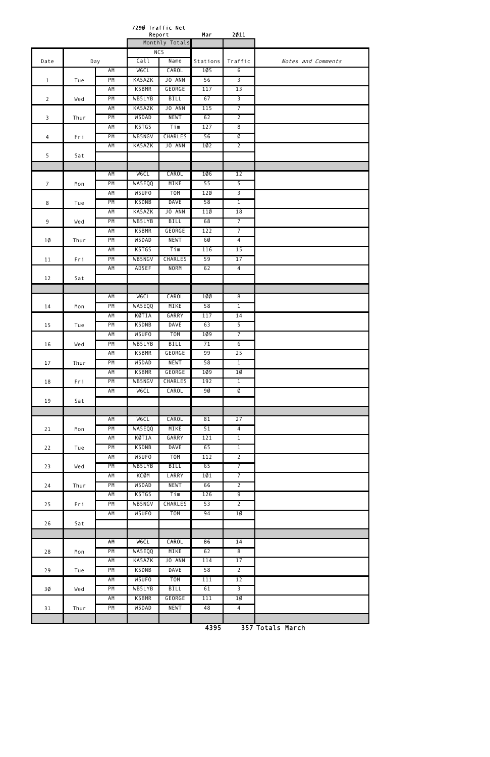# 729Ø Traffic Net Report

Mar 2Ø11

| Date | Day | | NCS Call | NCS Name | Stations | Traffic | Notes and Comments |
|---|---|---|---|---|---|---|---|
| | | | Monthly Totals | | | | |
| | | AM | W6CL | CAROL | 1Ø5 | 6 | |
| 1 | Tue | PM | KA5AZK | JO ANN | 56 | 3 | |
| | | AM | K5BMR | GEORGE | 117 | 13 | |
| 2 | Wed | PM | WB5LYB | BILL | 67 | 3 | |
| | | AM | KA5AZK | JO ANN | 115 | 7 | |
| 3 | Thur | PM | W5DAD | NEWT | 62 | 2 | |
| | | AM | K5TGS | Tim | 127 | 8 | |
| 4 | Fri | PM | WB5NGV | CHARLES | 56 | Ø | |
| | | AM | KA5AZK | JO ANN | 1Ø2 | 2 | |
| 5 | Sat | | | | | | |
| | | | | | | | |
| | | AM | W6CL | CAROL | 1Ø6 | 12 | |
| 7 | Mon | PM | WA5EQQ | MIKE | 55 | 5 | |
| | | AM | W5UFO | TOM | 12Ø | 3 | |
| 8 | Tue | PM | K5DNB | DAVE | 58 | 1 | |
| | | AM | KA5AZK | JO ANN | 11Ø | 18 | |
| 9 | Wed | PM | WB5LYB | BILL | 68 | 7 | |
| | | AM | K5BMR | GEORGE | 122 | 7 | |
| 1Ø | Thur | PM | W5DAD | NEWT | 6Ø | 4 | |
| | | AM | K5TGS | Tim | 116 | 15 | |
| 11 | Fri | PM | WB5NGV | CHARLES | 59 | 17 | |
| | | AM | AD5EF | NORM | 62 | 4 | |
| 12 | Sat | | | | | | |
| | | | | | | | |
| | | AM | W6CL | CAROL | 1ØØ | 8 | |
| 14 | Mon | PM | WA5EQQ | MIKE | 58 | 1 | |
| | | AM | KØTIA | GARRY | 117 | 14 | |
| 15 | Tue | PM | K5DNB | DAVE | 63 | 5 | |
| | | AM | W5UFO | TOM | 1Ø9 | 7 | |
| 16 | Wed | PM | WB5LYB | BILL | 71 | 6 | |
| | | AM | K5BMR | GEORGE | 99 | 25 | |
| 17 | Thur | PM | W5DAD | NEWT | 58 | 1 | |
| | | AM | K5BMR | GEORGE | 1Ø9 | 1Ø | |
| 18 | Fri | PM | WB5NGV | CHARLES | 192 | 1 | |
| | | AM | W6CL | CAROL | 9Ø | Ø | |
| 19 | Sat | | | | | | |
| | | | | | | | |
| | | AM | W6CL | CAROL | 81 | 27 | |
| 21 | Mon | PM | WA5EQQ | MIKE | 51 | 4 | |
| | | AM | KØTIA | GARRY | 121 | 1 | |
| 22 | Tue | PM | K5DNB | DAVE | 65 | 1 | |
| | | AM | W5UFO | TOM | 112 | 2 | |
| 23 | Wed | PM | WB5LYB | BILL | 65 | 7 | |
| | | AM | KCØM | LARRY | 1Ø1 | 7 | |
| 24 | Thur | PM | W5DAD | NEWT | 66 | 2 | |
| | | AM | K5TGS | Tim | 126 | 9 | |
| 25 | Fri | PM | WB5NGV | CHARLES | 53 | 2 | |
| | | AM | W5UFO | TOM | 94 | 1Ø | |
| 26 | Sat | | | | | | |
| | | | | | | | |
| | | AM | W6CL | CAROL | 86 | 14 | |
| 28 | Mon | PM | WA5EQQ | MIKE | 62 | 8 | |
| | | AM | KA5AZK | JO ANN | 114 | 17 | |
| 29 | Tue | PM | K5DNB | DAVE | 58 | 2 | |
| | | AM | W5UFO | TOM | 111 | 12 | |
| 3Ø | Wed | PM | WB5LYB | BILL | 61 | 3 | |
| | | AM | K5BMR | GEORGE | 111 | 1Ø | |
| 31 | Thur | PM | W5DAD | NEWT | 48 | 4 | |
| | | | | | | | |
| | | | | | 4395 | 357 | Totals March |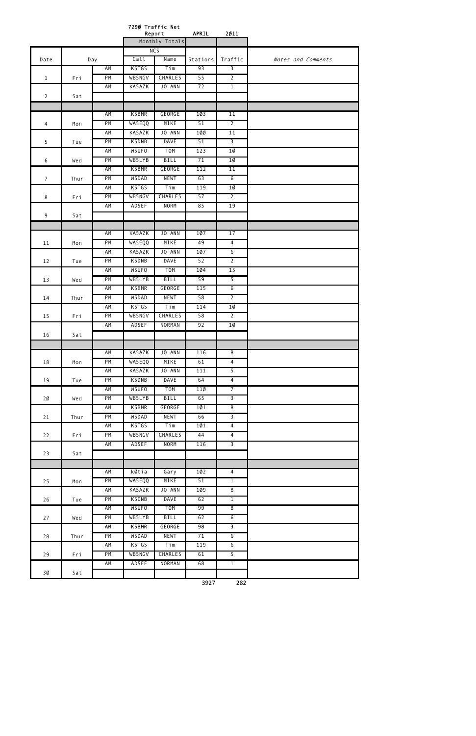# 7290 Traffic Net Report APRIL 2011

| Date | Day | | NCS Call | NCS Name | Stations | Traffic | Notes and Comments |
|---|---|---|---|---|---|---|---|
| | | | | Monthly Totals | | | |
| 1 | Fri | AM | K5TGS | Tim | 93 | 3 | |
| | | PM | WB5NGV | CHARLES | 55 | 2 | |
| 2 | Sat | AM | KA5AZK | JO ANN | 72 | 1 | |
| | | | | | | | |
| | | | | | | | |
| 4 | Mon | AM | K5BMR | GEORGE | 103 | 11 | |
| | | PM | WA5EQQ | MIKE | 51 | 2 | |
| 5 | Tue | AM | KA5AZK | JO ANN | 100 | 11 | |
| | | PM | K5DNB | DAVE | 51 | 3 | |
| 6 | Wed | AM | W5UFO | TOM | 123 | 10 | |
| | | PM | WB5LYB | BILL | 71 | 10 | |
| 7 | Thur | AM | K5BMR | GEORGE | 112 | 11 | |
| | | PM | W5DAD | NEWT | 63 | 6 | |
| 8 | Fri | AM | K5TGS | Tim | 119 | 10 | |
| | | PM | WB5NGV | CHARLES | 57 | 2 | |
| 9 | Sat | AM | AD5EF | NORM | 85 | 19 | |
| | | | | | | | |
| | | | | | | | |
| 11 | Mon | AM | KA5AZK | JO ANN | 107 | 17 | |
| | | PM | WA5EQQ | MIKE | 49 | 4 | |
| 12 | Tue | AM | KA5AZK | JO ANN | 107 | 6 | |
| | | PM | K5DNB | DAVE | 52 | 2 | |
| 13 | Wed | AM | W5UFO | TOM | 104 | 15 | |
| | | PM | WB5LYB | BILL | 59 | 5 | |
| 14 | Thur | AM | K5BMR | GEORGE | 115 | 6 | |
| | | PM | W5DAD | NEWT | 58 | 2 | |
| 15 | Fri | AM | K5TGS | Tim | 114 | 10 | |
| | | PM | WB5NGV | CHARLES | 58 | 2 | |
| 16 | Sat | AM | AD5EF | NORMAN | 92 | 10 | |
| | | | | | | | |
| | | | | | | | |
| 18 | Mon | AM | KA5AZK | JO ANN | 116 | 8 | |
| | | PM | WA5EQQ | MIKE | 61 | 4 | |
| 19 | Tue | AM | KA5AZK | JO ANN | 111 | 5 | |
| | | PM | K5DNB | DAVE | 64 | 4 | |
| 20 | Wed | AM | W5UFO | TOM | 110 | 7 | |
| | | PM | WB5LYB | BILL | 65 | 3 | |
| 21 | Thur | AM | K5BMR | GEORGE | 101 | 8 | |
| | | PM | W5DAD | NEWT | 66 | 3 | |
| 22 | Fri | AM | K5TGS | Tim | 101 | 4 | |
| | | PM | WB5NGV | CHARLES | 44 | 4 | |
| 23 | Sat | AM | AD5EF | NORM | 116 | 3 | |
| | | | | | | | |
| | | | | | | | |
| 25 | Mon | AM | k0tia | Gary | 102 | 4 | |
| | | PM | WA5EQQ | MIKE | 51 | 1 | |
| 26 | Tue | AM | KA5AZK | JO ANN | 109 | 8 | |
| | | PM | K5DNB | DAVE | 62 | 1 | |
| 27 | Wed | AM | W5UFO | TOM | 99 | 8 | |
| | | PM | WB5LYB | BILL | 62 | 6 | |
| 28 | Thur | AM | K5BMR | GEORGE | 98 | 3 | |
| | | PM | W5DAD | NEWT | 71 | 6 | |
| 29 | Fri | AM | K5TGS | Tim | 119 | 6 | |
| | | PM | WB5NGV | CHARLES | 61 | 5 | |
| 30 | Sat | AM | AD5EF | NORMAN | 68 | 1 | |
| | | | | | | | |
| | | | | | 3927 | 282 | |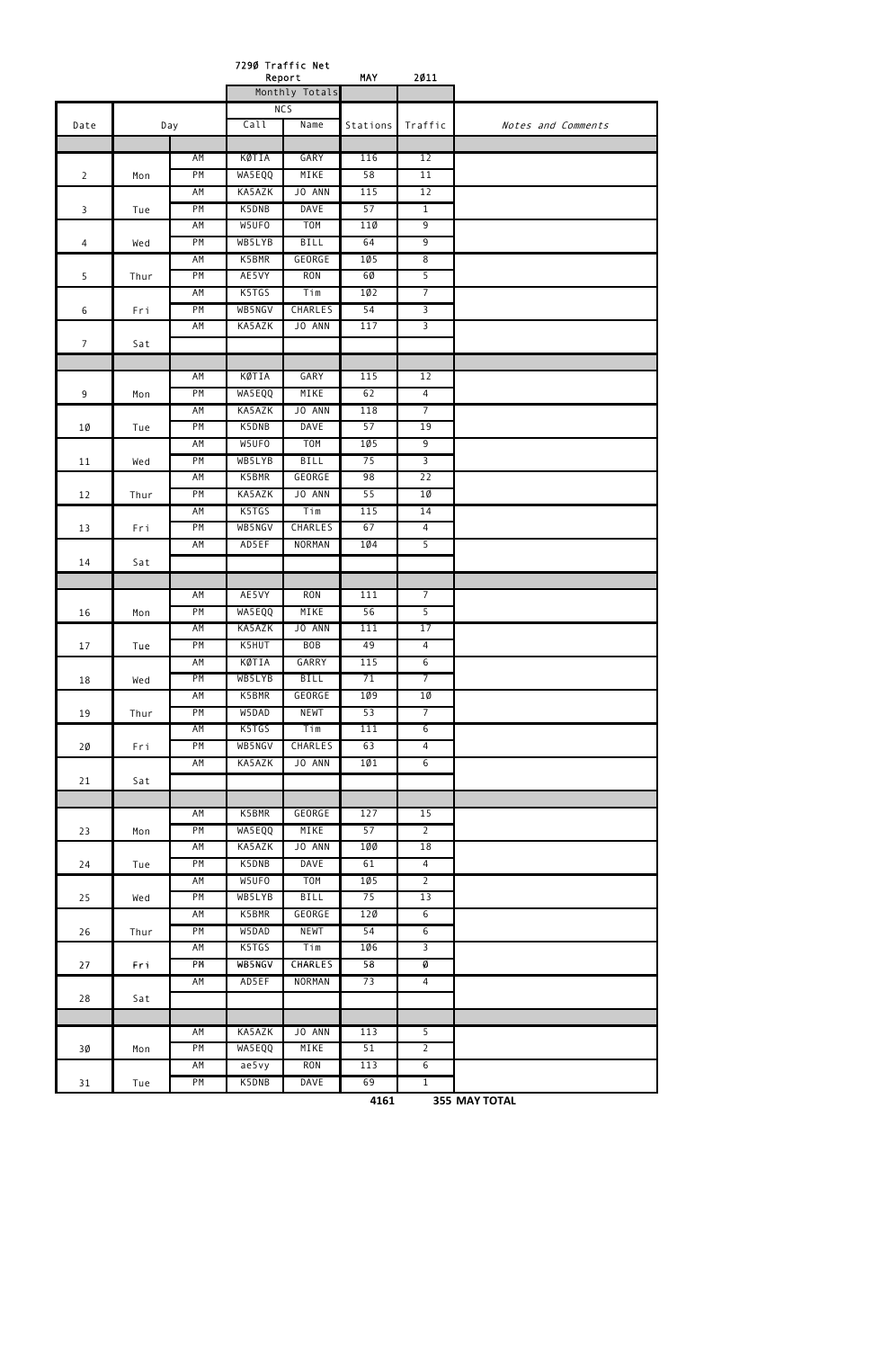# 729Ø Traffic Net Report MAY 2Ø11

| Date | Day | | NCS Call | NCS Name | Stations | Traffic | Notes and Comments |
|---|---|---|---|---|---|---|---|
| | | | | | Monthly Totals | | |
| | | AM | KØTIA | GARY | 116 | 12 | |
| 2 | Mon | PM | WA5EQQ | MIKE | 58 | 11 | |
| | | AM | KA5AZK | JO ANN | 115 | 12 | |
| 3 | Tue | PM | K5DNB | DAVE | 57 | 1 | |
| | | AM | W5UFO | TOM | 11Ø | 9 | |
| 4 | Wed | PM | WB5LYB | BILL | 64 | 9 | |
| | | AM | K5BMR | GEORGE | 1Ø5 | 8 | |
| 5 | Thur | PM | AE5VY | RON | 6Ø | 5 | |
| | | AM | K5TGS | Tim | 1Ø2 | 7 | |
| 6 | Fri | PM | WB5NGV | CHARLES | 54 | 3 | |
| | | AM | KA5AZK | JO ANN | 117 | 3 | |
| 7 | Sat | | | | | | |
| | | | | | | | |
| | | AM | KØTIA | GARY | 115 | 12 | |
| 9 | Mon | PM | WA5EQQ | MIKE | 62 | 4 | |
| | | AM | KA5AZK | JO ANN | 118 | 7 | |
| 1Ø | Tue | PM | K5DNB | DAVE | 57 | 19 | |
| | | AM | W5UFO | TOM | 1Ø5 | 9 | |
| 11 | Wed | PM | WB5LYB | BILL | 75 | 3 | |
| | | AM | K5BMR | GEORGE | 98 | 22 | |
| 12 | Thur | PM | KA5AZK | JO ANN | 55 | 1Ø | |
| | | AM | K5TGS | Tim | 115 | 14 | |
| 13 | Fri | PM | WB5NGV | CHARLES | 67 | 4 | |
| | | AM | AD5EF | NORMAN | 1Ø4 | 5 | |
| 14 | Sat | | | | | | |
| | | | | | | | |
| | | AM | AE5VY | RON | 111 | 7 | |
| 16 | Mon | PM | WA5EQQ | MIKE | 56 | 5 | |
| | | AM | KA5AZK | JO ANN | 111 | 17 | |
| 17 | Tue | PM | K5HUT | BOB | 49 | 4 | |
| | | AM | KØTIA | GARRY | 115 | 6 | |
| 18 | Wed | PM | WB5LYB | BILL | 71 | 7 | |
| | | AM | K5BMR | GEORGE | 1Ø9 | 1Ø | |
| 19 | Thur | PM | W5DAD | NEWT | 53 | 7 | |
| | | AM | K5TGS | Tim | 111 | 6 | |
| 2Ø | Fri | PM | WB5NGV | CHARLES | 63 | 4 | |
| | | AM | KA5AZK | JO ANN | 1Ø1 | 6 | |
| 21 | Sat | | | | | | |
| | | | | | | | |
| | | AM | K5BMR | GEORGE | 127 | 15 | |
| 23 | Mon | PM | WA5EQQ | MIKE | 57 | 2 | |
| | | AM | KA5AZK | JO ANN | 1ØØ | 18 | |
| 24 | Tue | PM | K5DNB | DAVE | 61 | 4 | |
| | | AM | W5UFO | TOM | 1Ø5 | 2 | |
| 25 | Wed | PM | WB5LYB | BILL | 75 | 13 | |
| | | AM | K5BMR | GEORGE | 12Ø | 6 | |
| 26 | Thur | PM | W5DAD | NEWT | 54 | 6 | |
| | | AM | K5TGS | Tim | 1Ø6 | 3 | |
| 27 | Fri | PM | WB5NGV | CHARLES | 58 | Ø | |
| | | AM | AD5EF | NORMAN | 73 | 4 | |
| 28 | Sat | | | | | | |
| | | | | | | | |
| | | AM | KA5AZK | JO ANN | 113 | 5 | |
| 3Ø | Mon | PM | WA5EQQ | MIKE | 51 | 2 | |
| | | AM | ae5vy | RON | 113 | 6 | |
| 31 | Tue | PM | K5DNB | DAVE | 69 | 1 | |
| | | | | | **4161** | **355** | **MAY TOTAL** |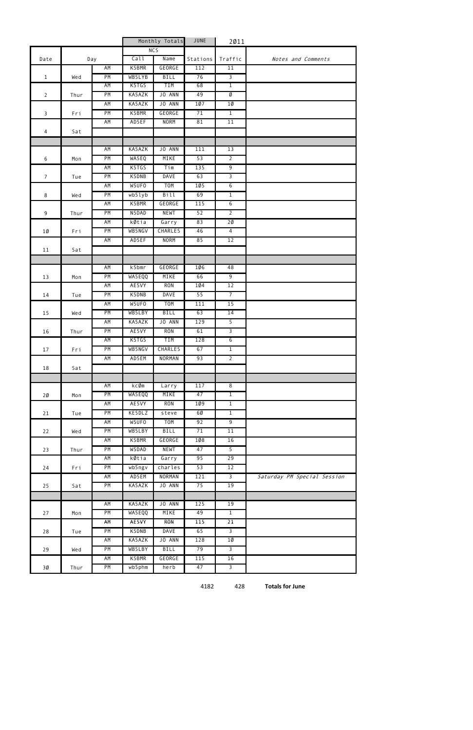| | | | Monthly Totals | | JUNE | 2Ø11 | |
|---|---|---|---|---|---|---|---|
| | | | NCS | | | | |
| Date | Day | | Call | Name | Stations | Traffic | *Notes and Comments* |
| 1 | Wed | AM | K5BMR | GEORGE | 112 | 11 | |
| | | PM | WB5LYB | BILL | 76 | 3 | |
| 2 | Thur | AM | K5TGS | TIM | 68 | 1 | |
| | | PM | KA5AZK | JO ANN | 49 | Ø | |
| 3 | Fri | AM | KA5AZK | JO ANN | 1Ø7 | 1Ø | |
| | | PM | K5BMR | GEORGE | 71 | 1 | |
| 4 | Sat | AM | AD5EF | NORM | 81 | 11 | |
| | | | | | | | |
| | | | | | | | |
| 6 | Mon | AM | KA5AZK | JO ANN | 111 | 13 | |
| | | PM | WA5EQ | MIKE | 53 | 2 | |
| 7 | Tue | AM | K5TGS | Tim | 135 | 9 | |
| | | PM | K5DNB | DAVE | 63 | 3 | |
| 8 | Wed | AM | W5UFO | TOM | 1Ø5 | 6 | |
| | | PM | wb5lyb | Bill | 69 | 1 | |
| 9 | Thur | AM | K5BMR | GEORGE | 115 | 6 | |
| | | PM | N5DAD | NEWT | 52 | 2 | |
| 1Ø | Fri | AM | kØtia | Garry | 83 | 2Ø | |
| | | PM | WB5NGV | CHARLES | 46 | 4 | |
| 11 | Sat | AM | AD5EF | NORM | 85 | 12 | |
| | | | | | | | |
| | | | | | | | |
| 13 | Mon | AM | k5bmr | GEORGE | 1Ø6 | 48 | |
| | | PM | WA5EQQ | MIKE | 66 | 9 | |
| 14 | Tue | AM | AE5VY | RON | 1Ø4 | 12 | |
| | | PM | K5DNB | DAVE | 55 | 7 | |
| 15 | Wed | AM | W5UFO | TOM | 111 | 15 | |
| | | PM | WB5LBY | BILL | 63 | 14 | |
| 16 | Thur | AM | KA5AZK | JO ANN | 129 | 5 | |
| | | PM | AE5VY | RON | 61 | 3 | |
| 17 | Fri | AM | K5TGS | TIM | 128 | 6 | |
| | | PM | WB5NGV | CHARLES | 67 | 1 | |
| 18 | Sat | AM | AD5EM | NORMAN | 93 | 2 | |
| | | | | | | | |
| | | | | | | | |
| 2Ø | Mon | AM | kcØm | Larry | 117 | 8 | |
| | | PM | WA5EQQ | MIKE | 47 | 1 | |
| 21 | Tue | AM | AE5VY | RON | 1Ø9 | 1 | |
| | | PM | KE5DLZ | steve | 6Ø | 1 | |
| 22 | Wed | AM | W5UFO | TOM | 92 | 9 | |
| | | PM | WB5LBY | BILL | 71 | 11 | |
| 23 | Thur | AM | K5BMR | GEORGE | 1Ø8 | 16 | |
| | | PM | W5DAD | NEWT | 47 | 5 | |
| 24 | Fri | AM | kØtia | Garry | 95 | 29 | |
| | | PM | wb5ngv | charles | 53 | 12 | |
| 25 | Sat | AM | AD5EM | NORMAN | 121 | 3 | *Saturday PM Special Session* |
| | | PM | KA5AZK | JO ANN | 75 | 19 | |
| | | | | | | | |
| 27 | Mon | AM | KA5AZK | JO ANN | 125 | 19 | |
| | | PM | WA5EQQ | MIKE | 49 | 1 | |
| 28 | Tue | AM | AE5VY | RON | 115 | 21 | |
| | | PM | K5DNB | DAVE | 65 | 3 | |
| 29 | Wed | AM | KA5AZK | JO ANN | 128 | 1Ø | |
| | | PM | WB5LBY | BILL | 79 | 3 | |
| 3Ø | Thur | AM | K5BMR | GEORGE | 115 | 16 | |
| | | PM | wb5phm | herb | 47 | 3 | |
| | | | | | 4182 | 428 | **Totals for June** |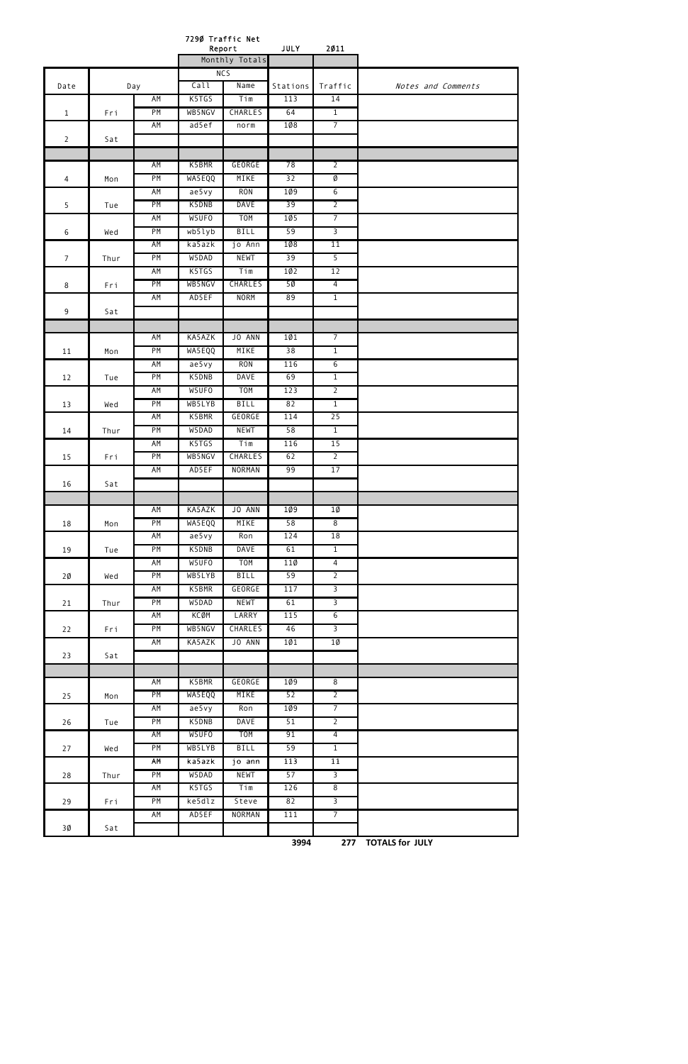# 729Ø Traffic Net Report JULY 2Ø11

| Date | Day | | NCS Call | NCS Name | Stations | Traffic | Notes and Comments |
|---|---|---|---|---|---|---|---|
| | | | | Monthly Totals | | | |
| 1 | Fri | AM | K5TGS | Tim | 113 | 14 | |
| | | PM | WB5NGV | CHARLES | 64 | 1 | |
| 2 | Sat | AM | ad5ef | norm | 1Ø8 | 7 | |
| | | | | | | | |
| 4 | Mon | AM | K5BMR | GEORGE | 78 | 2 | |
| | | PM | WA5EQQ | MIKE | 32 | Ø | |
| 5 | Tue | AM | ae5vy | RON | 1Ø9 | 6 | |
| | | PM | K5DNB | DAVE | 39 | 2 | |
| 6 | Wed | AM | W5UFO | TOM | 1Ø5 | 7 | |
| | | PM | wb5lyb | BILL | 59 | 3 | |
| 7 | Thur | AM | ka5azk | jo Ann | 1Ø8 | 11 | |
| | | PM | W5DAD | NEWT | 39 | 5 | |
| 8 | Fri | AM | K5TGS | Tim | 1Ø2 | 12 | |
| | | PM | WB5NGV | CHARLES | 5Ø | 4 | |
| 9 | Sat | AM | AD5EF | NORM | 89 | 1 | |
| | | | | | | | |
| 11 | Mon | AM | KA5AZK | JO ANN | 1Ø1 | 7 | |
| | | PM | WA5EQQ | MIKE | 38 | 1 | |
| 12 | Tue | AM | ae5vy | RON | 116 | 6 | |
| | | PM | K5DNB | DAVE | 69 | 1 | |
| 13 | Wed | AM | W5UFO | TOM | 123 | 2 | |
| | | PM | WB5LYB | BILL | 82 | 1 | |
| 14 | Thur | AM | K5BMR | GEORGE | 114 | 25 | |
| | | PM | W5DAD | NEWT | 58 | 1 | |
| 15 | Fri | AM | K5TGS | Tim | 116 | 15 | |
| | | PM | WB5NGV | CHARLES | 62 | 2 | |
| 16 | Sat | AM | AD5EF | NORMAN | 99 | 17 | |
| | | | | | | | |
| 18 | Mon | AM | KA5AZK | JO ANN | 1Ø9 | 1Ø | |
| | | PM | WA5EQQ | MIKE | 58 | 8 | |
| 19 | Tue | AM | ae5vy | Ron | 124 | 18 | |
| | | PM | K5DNB | DAVE | 61 | 1 | |
| 2Ø | Wed | AM | W5UFO | TOM | 11Ø | 4 | |
| | | PM | WB5LYB | BILL | 59 | 2 | |
| 21 | Thur | AM | K5BMR | GEORGE | 117 | 3 | |
| | | PM | W5DAD | NEWT | 61 | 3 | |
| 22 | Fri | AM | KCØM | LARRY | 115 | 6 | |
| | | PM | WB5NGV | CHARLES | 46 | 3 | |
| 23 | Sat | AM | KA5AZK | JO ANN | 1Ø1 | 1Ø | |
| | | | | | | | |
| 25 | Mon | AM | K5BMR | GEORGE | 1Ø9 | 8 | |
| | | PM | WA5EQQ | MIKE | 52 | 2 | |
| 26 | Tue | AM | ae5vy | Ron | 1Ø9 | 7 | |
| | | PM | K5DNB | DAVE | 51 | 2 | |
| 27 | Wed | AM | W5UFO | TOM | 91 | 4 | |
| | | PM | WB5LYB | BILL | 59 | 1 | |
| 28 | Thur | AM | ka5azk | jo ann | 113 | 11 | |
| | | PM | W5DAD | NEWT | 57 | 3 | |
| 29 | Fri | AM | K5TGS | Tim | 126 | 8 | |
| | | PM | ke5dlz | Steve | 82 | 3 | |
| 3Ø | Sat | AM | AD5EF | NORMAN | 111 | 7 | |
| | | | | | **3994** | **277** | **TOTALS for JULY** |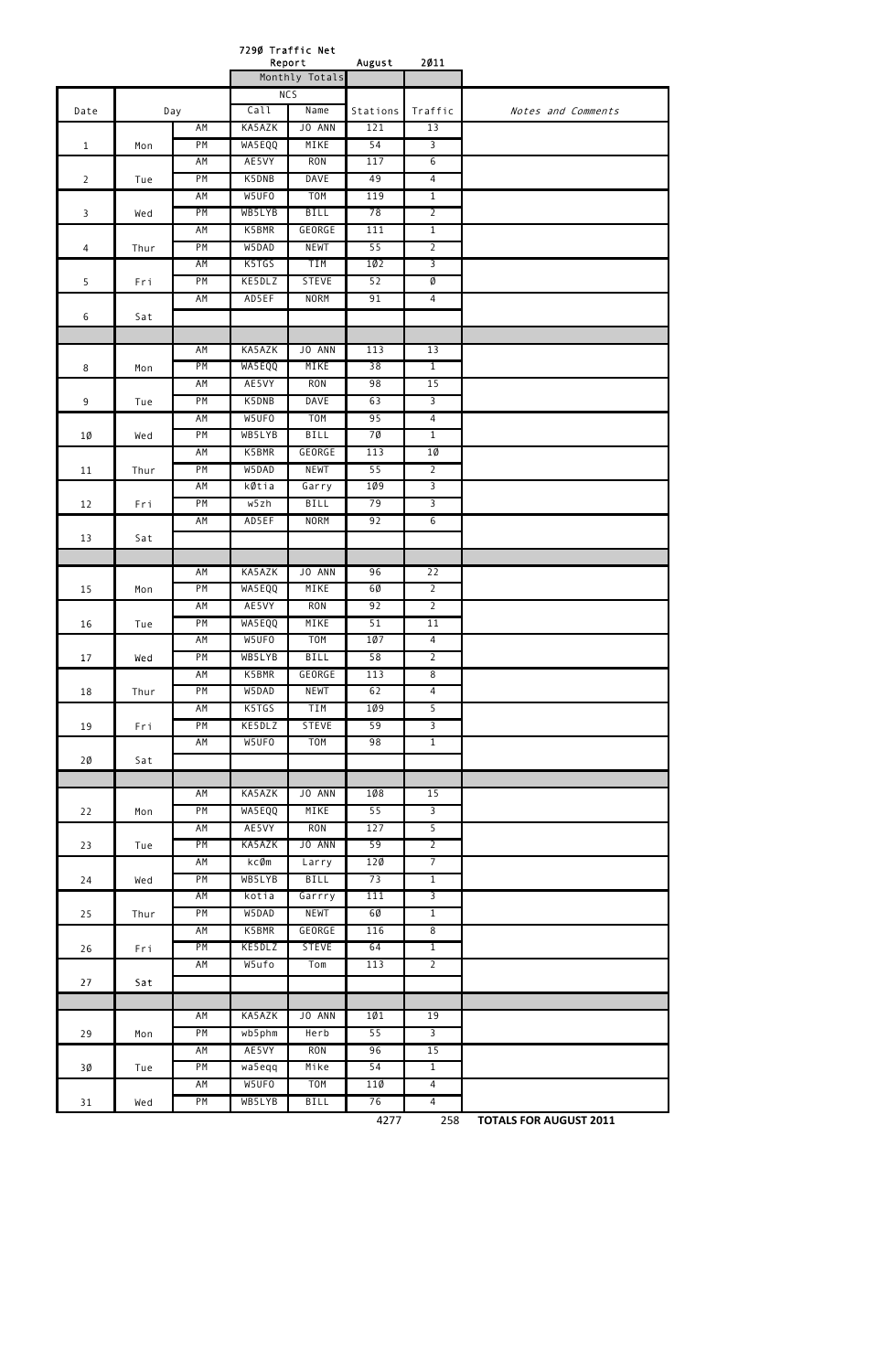# 7290 Traffic Net Report August 2011

| | | | NCS | | Monthly Totals | | |
|---|---|---|---|---|---|---|---|
| Date | Day | | Call | Name | Stations | Traffic | *Notes and Comments* |
| 1 | Mon | AM | KA5AZK | JO ANN | 121 | 13 | |
| | | PM | WA5EQQ | MIKE | 54 | 3 | |
| 2 | Tue | AM | AE5VY | RON | 117 | 6 | |
| | | PM | K5DNB | DAVE | 49 | 4 | |
| 3 | Wed | AM | W5UFO | TOM | 119 | 1 | |
| | | PM | WB5LYB | BILL | 78 | 2 | |
| 4 | Thur | AM | K5BMR | GEORGE | 111 | 1 | |
| | | PM | W5DAD | NEWT | 55 | 2 | |
| 5 | Fri | AM | K5TGS | TIM | 102 | 3 | |
| | | PM | KE5DLZ | STEVE | 52 | 0 | |
| 6 | Sat | AM | AD5EF | NORM | 91 | 4 | |
| | | | | | | | |
| 8 | Mon | AM | KA5AZK | JO ANN | 113 | 13 | |
| | | PM | WA5EQQ | MIKE | 38 | 1 | |
| 9 | Tue | AM | AE5VY | RON | 98 | 15 | |
| | | PM | K5DNB | DAVE | 63 | 3 | |
| 10 | Wed | AM | W5UFO | TOM | 95 | 4 | |
| | | PM | WB5LYB | BILL | 70 | 1 | |
| 11 | Thur | AM | K5BMR | GEORGE | 113 | 10 | |
| | | PM | W5DAD | NEWT | 55 | 2 | |
| 12 | Fri | AM | k0tia | Garry | 109 | 3 | |
| | | PM | w5zh | BILL | 79 | 3 | |
| 13 | Sat | AM | AD5EF | NORM | 92 | 6 | |
| | | | | | | | |
| 15 | Mon | AM | KA5AZK | JO ANN | 96 | 22 | |
| | | PM | WA5EQQ | MIKE | 60 | 2 | |
| 16 | Tue | AM | AE5VY | RON | 92 | 2 | |
| | | PM | WA5EQQ | MIKE | 51 | 11 | |
| 17 | Wed | AM | W5UFO | TOM | 107 | 4 | |
| | | PM | WB5LYB | BILL | 58 | 2 | |
| 18 | Thur | AM | K5BMR | GEORGE | 113 | 8 | |
| | | PM | W5DAD | NEWT | 62 | 4 | |
| 19 | Fri | AM | K5TGS | TIM | 109 | 5 | |
| | | PM | KE5DLZ | STEVE | 59 | 3 | |
| 20 | Sat | AM | W5UFO | TOM | 98 | 1 | |
| | | | | | | | |
| 22 | Mon | AM | KA5AZK | JO ANN | 108 | 15 | |
| | | PM | WA5EQQ | MIKE | 55 | 3 | |
| 23 | Tue | AM | AE5VY | RON | 127 | 5 | |
| | | PM | KA5AZK | JO ANN | 59 | 2 | |
| 24 | Wed | AM | kc0m | Larry | 120 | 7 | |
| | | PM | WB5LYB | BILL | 73 | 1 | |
| 25 | Thur | AM | kotia | Garrry | 111 | 3 | |
| | | PM | W5DAD | NEWT | 60 | 1 | |
| 26 | Fri | AM | K5BMR | GEORGE | 116 | 8 | |
| | | PM | KE5DLZ | STEVE | 64 | 1 | |
| 27 | Sat | AM | W5ufo | Tom | 113 | 2 | |
| | | | | | | | |
| 29 | Mon | AM | KA5AZK | JO ANN | 101 | 19 | |
| | | PM | wb5phm | Herb | 55 | 3 | |
| 30 | Tue | AM | AE5VY | RON | 96 | 15 | |
| | | PM | wa5eqq | Mike | 54 | 1 | |
| 31 | Wed | AM | W5UFO | TOM | 110 | 4 | |
| | | PM | WB5LYB | BILL | 76 | 4 | |
| | | | | | 4277 | 258 | **TOTALS FOR AUGUST 2011** |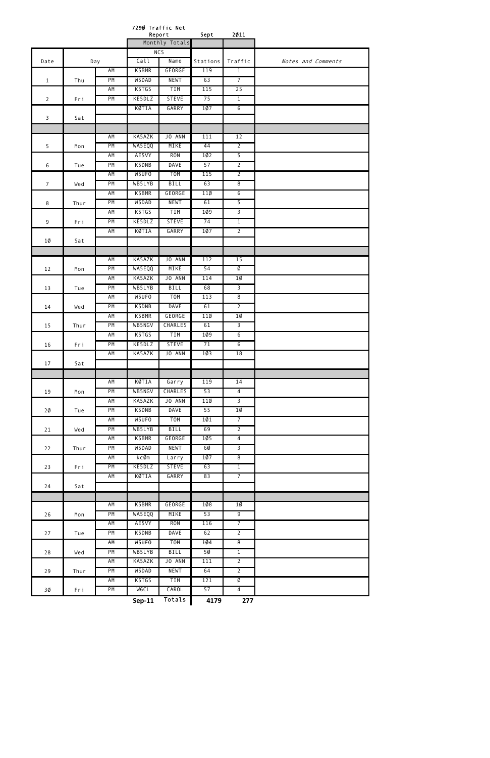7290 Traffic Net Report Sept 2011

| Date | Day | | NCS Call | Name | Stations | Traffic | Notes and Comments |
|---|---|---|---|---|---|---|---|
| | | | Monthly Totals | | | | |
| 1 | Thu | AM | K5BMR | GEORGE | 119 | 1 | |
| | | PM | W5DAD | NEWT | 63 | 7 | |
| 2 | Fri | AM | K5TGS | TIM | 115 | 25 | |
| | | PM | KE5DLZ | STEVE | 75 | 1 | |
| 3 | Sat | | KØTIA | GARRY | 107 | 6 | |
| | | | | | | | |
| 5 | Mon | AM | KA5AZK | JO ANN | 111 | 12 | |
| | | PM | WA5EQQ | MIKE | 44 | 2 | |
| 6 | Tue | AM | AE5VY | RON | 102 | 5 | |
| | | PM | K5DNB | DAVE | 57 | 2 | |
| 7 | Wed | AM | W5UFO | TOM | 115 | 2 | |
| | | PM | WB5LYB | BILL | 63 | 8 | |
| 8 | Thur | AM | K5BMR | GEORGE | 110 | 6 | |
| | | PM | W5DAD | NEWT | 61 | 5 | |
| 9 | Fri | AM | K5TGS | TIM | 109 | 3 | |
| | | PM | KE5DLZ | STEVE | 74 | 1 | |
| 10 | Sat | AM | KØTIA | GARRY | 107 | 2 | |
| | | | | | | | |
| 12 | Mon | AM | KA5AZK | JO ANN | 112 | 15 | |
| | | PM | WA5EQQ | MIKE | 54 | 0 | |
| 13 | Tue | AM | KA5AZK | JO ANN | 114 | 10 | |
| | | PM | WB5LYB | BILL | 68 | 3 | |
| 14 | Wed | AM | W5UFO | TOM | 113 | 8 | |
| | | PM | K5DNB | DAVE | 61 | 2 | |
| 15 | Thur | AM | K5BMR | GEORGE | 110 | 10 | |
| | | PM | WB5NGV | CHARLES | 61 | 3 | |
| 16 | Fri | AM | K5TGS | TIM | 109 | 6 | |
| | | PM | KE5DLZ | STEVE | 71 | 6 | |
| 17 | Sat | AM | KA5AZK | JO ANN | 103 | 18 | |
| | | | | | | | |
| 19 | Mon | AM | KØTIA | Garry | 119 | 14 | |
| | | PM | WB5NGV | CHARLES | 53 | 4 | |
| 20 | Tue | AM | KA5AZK | JO ANN | 110 | 3 | |
| | | PM | K5DNB | DAVE | 55 | 10 | |
| 21 | Wed | AM | W5UFO | TOM | 101 | 7 | |
| | | PM | WB5LYB | BILL | 69 | 2 | |
| 22 | Thur | AM | K5BMR | GEORGE | 105 | 4 | |
| | | PM | W5DAD | NEWT | 60 | 3 | |
| 23 | Fri | AM | kc0m | Larry | 107 | 8 | |
| | | PM | KE5DLZ | STEVE | 63 | 1 | |
| 24 | Sat | AM | KØTIA | GARRY | 83 | 7 | |
| | | | | | | | |
| 26 | Mon | AM | K5BMR | GEORGE | 108 | 10 | |
| | | PM | WA5EQQ | MIKE | 53 | 9 | |
| 27 | Tue | AM | AE5VY | RON | 116 | 7 | |
| | | PM | K5DNB | DAVE | 62 | 2 | |
| 28 | Wed | AM | W5UFO | TOM | 104 | 8 | |
| | | PM | WB5LYB | BILL | 50 | 1 | |
| 29 | Thur | AM | KA5AZK | JO ANN | 111 | 2 | |
| | | PM | W5DAD | NEWT | 64 | 2 | |
| 30 | Fri | AM | K5TGS | TIM | 121 | 0 | |
| | | PM | W6CL | CAROL | 57 | 4 | |
| | | | **Sep-11** | Totals | **4179** | **277** | |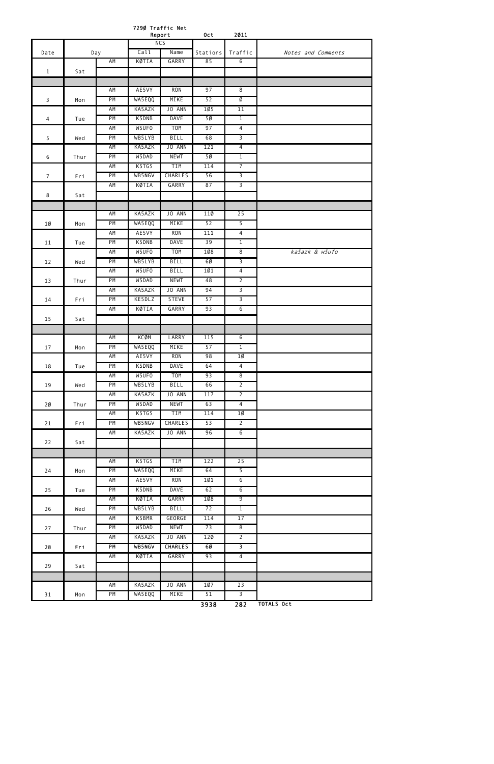# 729Ø Traffic Net Report Oct 2Ø11

| Date | Day | | NCS Call | NCS Name | Stations | Traffic | Notes and Comments |
|---|---|---|---|---|---|---|---|
| 1 | Sat | AM | KØTIA | GARRY | 85 | 6 | |
| | | | | | | | |
| | | | | | | | |
| 3 | Mon | AM | AE5VY | RON | 97 | 8 | |
| | | PM | WA5EQQ | MIKE | 52 | Ø | |
| 4 | Tue | AM | KA5AZK | JO ANN | 1Ø5 | 11 | |
| | | PM | K5DNB | DAVE | 5Ø | 1 | |
| 5 | Wed | AM | W5UFO | TOM | 97 | 4 | |
| | | PM | WB5LYB | BILL | 68 | 3 | |
| 6 | Thur | AM | KA5AZK | JO ANN | 121 | 4 | |
| | | PM | W5DAD | NEWT | 5Ø | 1 | |
| 7 | Fri | AM | K5TGS | TIM | 114 | 7 | |
| | | PM | WB5NGV | CHARLES | 56 | 3 | |
| 8 | Sat | AM | KØTIA | GARRY | 87 | 3 | |
| | | | | | | | |
| | | | | | | | |
| 1Ø | Mon | AM | KA5AZK | JO ANN | 11Ø | 25 | |
| | | PM | WA5EQQ | MIKE | 52 | 5 | |
| 11 | Tue | AM | AE5VY | RON | 111 | 4 | |
| | | PM | K5DNB | DAVE | 39 | 1 | |
| 12 | Wed | AM | W5UFO | TOM | 1Ø8 | 8 | *ka5azk & w5ufo* |
| | | PM | WB5LYB | BILL | 6Ø | 3 | |
| 13 | Thur | AM | W5UFO | BILL | 1Ø1 | 4 | |
| | | PM | W5DAD | NEWT | 48 | 2 | |
| 14 | Fri | AM | KA5AZK | JO ANN | 94 | 3 | |
| | | PM | KE5DLZ | STEVE | 57 | 3 | |
| 15 | Sat | AM | KØTIA | GARRY | 93 | 6 | |
| | | | | | | | |
| | | | | | | | |
| 17 | Mon | AM | KCØM | LARRY | 115 | 6 | |
| | | PM | WA5EQQ | MIKE | 57 | 1 | |
| 18 | Tue | AM | AE5VY | RON | 98 | 1Ø | |
| | | PM | K5DNB | DAVE | 64 | 4 | |
| 19 | Wed | AM | W5UFO | TOM | 93 | 8 | |
| | | PM | WB5LYB | BILL | 66 | 2 | |
| 2Ø | Thur | AM | KA5AZK | JO ANN | 117 | 2 | |
| | | PM | W5DAD | NEWT | 63 | 4 | |
| 21 | Fri | AM | K5TGS | TIM | 114 | 1Ø | |
| | | PM | WB5NGV | CHARLES | 53 | 2 | |
| 22 | Sat | AM | KA5AZK | JO ANN | 96 | 6 | |
| | | | | | | | |
| | | | | | | | |
| 24 | Mon | AM | K5TGS | TIM | 122 | 25 | |
| | | PM | WA5EQQ | MIKE | 64 | 5 | |
| 25 | Tue | AM | AE5VY | RON | 1Ø1 | 6 | |
| | | PM | K5DNB | DAVE | 62 | 6 | |
| 26 | Wed | AM | KØTIA | GARRY | 1Ø8 | 9 | |
| | | PM | WB5LYB | BILL | 72 | 1 | |
| 27 | Thur | AM | K5BMR | GEORGE | 114 | 17 | |
| | | PM | W5DAD | NEWT | 73 | 8 | |
| 28 | Fri | AM | KA5AZK | JO ANN | 12Ø | 2 | |
| | | PM | WB5NGV | CHARLES | 6Ø | 3 | |
| 29 | Sat | AM | KØTIA | GARRY | 93 | 4 | |
| | | | | | | | |
| | | | | | | | |
| 31 | Mon | AM | KA5AZK | JO ANN | 1Ø7 | 23 | |
| | | PM | WA5EQQ | MIKE | 51 | 3 | |
| | | | | | 3938 | 282 | TOTALS Oct |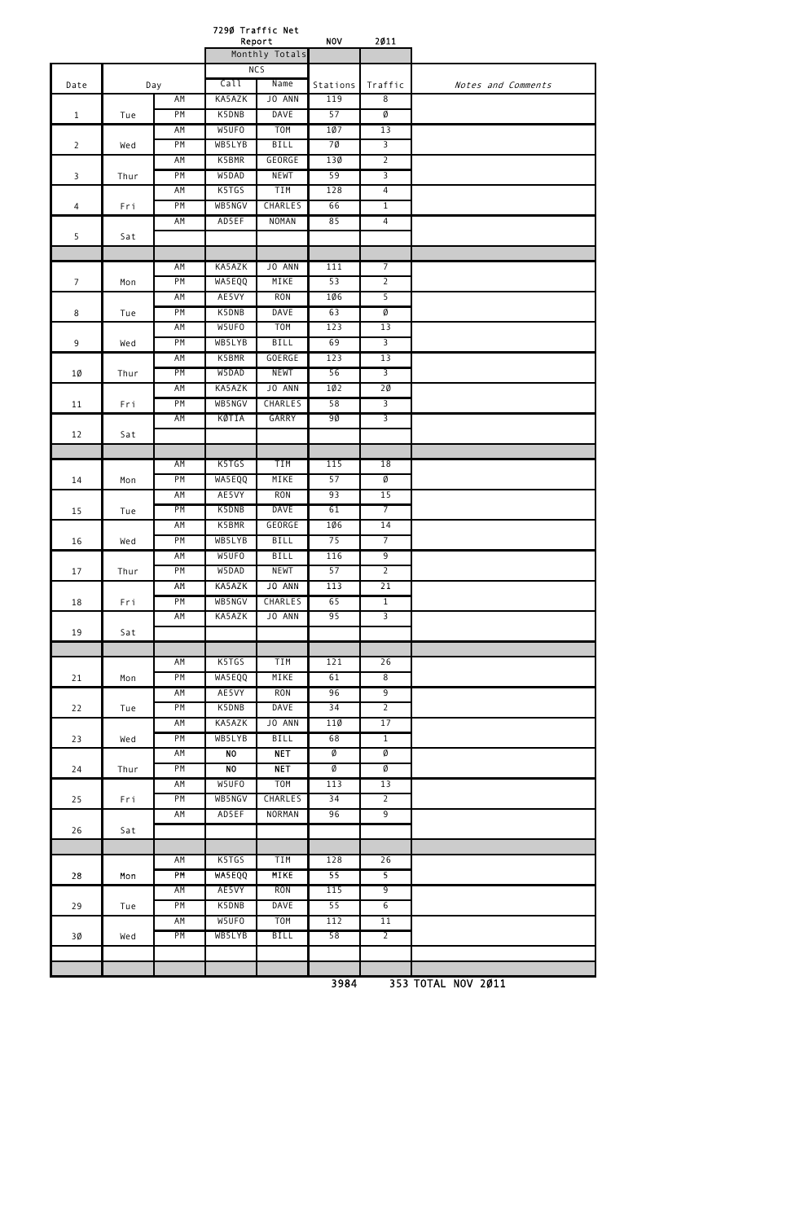7290 Traffic Net Report NOV 2011

| Date | Day | | NCS Call | NCS Name | Stations | Traffic | Notes and Comments |
|---|---|---|---|---|---|---|---|
| | | | Monthly Totals | | | | |
| | | AM | KA5AZK | JO ANN | 119 | 8 | |
| 1 | Tue | PM | K5DNB | DAVE | 57 | 0 | |
| | | AM | W5UFO | TOM | 107 | 13 | |
| 2 | Wed | PM | WB5LYB | BILL | 70 | 3 | |
| | | AM | K5BMR | GEORGE | 130 | 2 | |
| 3 | Thur | PM | W5DAD | NEWT | 59 | 3 | |
| | | AM | K5TGS | TIM | 128 | 4 | |
| 4 | Fri | PM | WB5NGV | CHARLES | 66 | 1 | |
| | | AM | AD5EF | NOMAN | 85 | 4 | |
| 5 | Sat | | | | | | |
| | | | | | | | |
| | | AM | KA5AZK | JO ANN | 111 | 7 | |
| 7 | Mon | PM | WA5EQQ | MIKE | 53 | 2 | |
| | | AM | AE5VY | RON | 106 | 5 | |
| 8 | Tue | PM | K5DNB | DAVE | 63 | 0 | |
| | | AM | W5UFO | TOM | 123 | 13 | |
| 9 | Wed | PM | WB5LYB | BILL | 69 | 3 | |
| | | AM | K5BMR | GOERGE | 123 | 13 | |
| 10 | Thur | PM | W5DAD | NEWT | 56 | 3 | |
| | | AM | KA5AZK | JO ANN | 102 | 20 | |
| 11 | Fri | PM | WB5NGV | CHARLES | 58 | 3 | |
| | | AM | K0TIA | GARRY | 90 | 3 | |
| 12 | Sat | | | | | | |
| | | | | | | | |
| | | AM | K5TGS | TIM | 115 | 18 | |
| 14 | Mon | PM | WA5EQQ | MIKE | 57 | 0 | |
| | | AM | AE5VY | RON | 93 | 15 | |
| 15 | Tue | PM | K5DNB | DAVE | 61 | 7 | |
| | | AM | K5BMR | GEORGE | 106 | 14 | |
| 16 | Wed | PM | WB5LYB | BILL | 75 | 7 | |
| | | AM | W5UFO | BILL | 116 | 9 | |
| 17 | Thur | PM | W5DAD | NEWT | 57 | 2 | |
| | | AM | KA5AZK | JO ANN | 113 | 21 | |
| 18 | Fri | PM | WB5NGV | CHARLES | 65 | 1 | |
| | | AM | KA5AZK | JO ANN | 95 | 3 | |
| 19 | Sat | | | | | | |
| | | | | | | | |
| | | AM | K5TGS | TIM | 121 | 26 | |
| 21 | Mon | PM | WA5EQQ | MIKE | 61 | 8 | |
| | | AM | AE5VY | RON | 96 | 9 | |
| 22 | Tue | PM | K5DNB | DAVE | 34 | 2 | |
| | | AM | KA5AZK | JO ANN | 110 | 17 | |
| 23 | Wed | PM | WB5LYB | BILL | 68 | 1 | |
| | | AM | NO | NET | 0 | 0 | |
| 24 | Thur | PM | NO | NET | 0 | 0 | |
| | | AM | W5UFO | TOM | 113 | 13 | |
| 25 | Fri | PM | WB5NGV | CHARLES | 34 | 2 | |
| | | AM | AD5EF | NORMAN | 96 | 9 | |
| 26 | Sat | | | | | | |
| | | | | | | | |
| | | AM | K5TGS | TIM | 128 | 26 | |
| 28 | Mon | PM | WA5EQQ | MIKE | 55 | 5 | |
| | | AM | AE5VY | RON | 115 | 9 | |
| 29 | Tue | PM | K5DNB | DAVE | 55 | 6 | |
| | | AM | W5UFO | TOM | 112 | 11 | |
| 30 | Wed | PM | WB5LYB | BILL | 58 | 2 | |
| | | | | | | | |
| | | | | | | | |
| | | | | | 3984 | 353 | TOTAL NOV 2011 |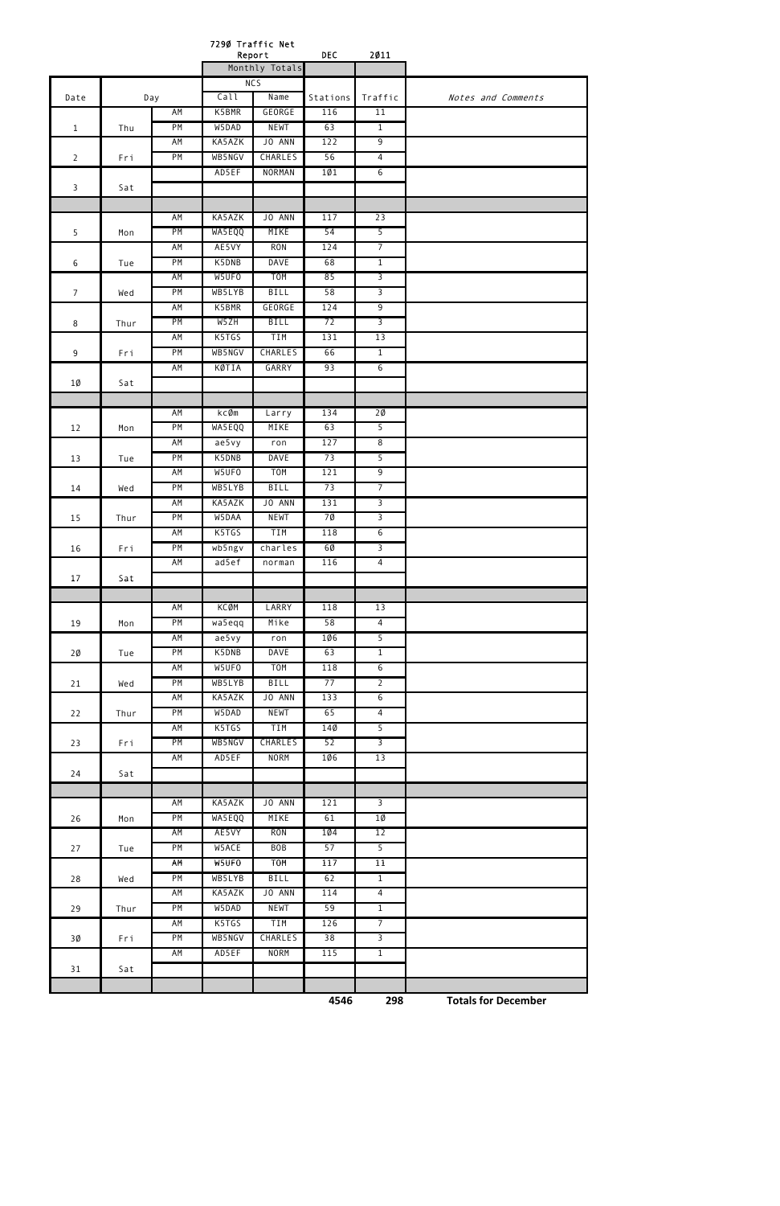# 7290 Traffic Net Report DEC 2011

| Date | Day | | NCS Call | NCS Name | Stations | Traffic | Notes and Comments |
|---|---|---|---|---|---|---|---|
| | | | | Monthly Totals | | | |
| 1 | Thu | AM | K5BMR | GEORGE | 116 | 11 | |
| | | PM | W5DAD | NEWT | 63 | 1 | |
| 2 | Fri | AM | KA5AZK | JO ANN | 122 | 9 | |
| | | PM | WB5NGV | CHARLES | 56 | 4 | |
| 3 | Sat | | AD5EF | NORMAN | 1Ø1 | 6 | |
| | | | | | | | |
| | | | | | | | |
| 5 | Mon | AM | KA5AZK | JO ANN | 117 | 23 | |
| | | PM | WA5EQQ | MIKE | 54 | 5 | |
| 6 | Tue | AM | AE5VY | RON | 124 | 7 | |
| | | PM | K5DNB | DAVE | 68 | 1 | |
| 7 | Wed | AM | W5UFO | TOM | 85 | 3 | |
| | | PM | WB5LYB | BILL | 58 | 3 | |
| 8 | Thur | AM | K5BMR | GEORGE | 124 | 9 | |
| | | PM | W5ZH | BILL | 72 | 3 | |
| 9 | Fri | AM | K5TGS | TIM | 131 | 13 | |
| | | PM | WB5NGV | CHARLES | 66 | 1 | |
| 1Ø | Sat | AM | KØTIA | GARRY | 93 | 6 | |
| | | | | | | | |
| | | | | | | | |
| 12 | Mon | AM | kcØm | Larry | 134 | 2Ø | |
| | | PM | WA5EQQ | MIKE | 63 | 5 | |
| 13 | Tue | AM | ae5vy | ron | 127 | 8 | |
| | | PM | K5DNB | DAVE | 73 | 5 | |
| 14 | Wed | AM | W5UFO | TOM | 121 | 9 | |
| | | PM | WB5LYB | BILL | 73 | 7 | |
| 15 | Thur | AM | KA5AZK | JO ANN | 131 | 3 | |
| | | PM | W5DAA | NEWT | 7Ø | 3 | |
| 16 | Fri | AM | K5TGS | TIM | 118 | 6 | |
| | | PM | wb5ngv | charles | 6Ø | 3 | |
| 17 | Sat | AM | ad5ef | norman | 116 | 4 | |
| | | | | | | | |
| | | | | | | | |
| 19 | Mon | AM | KCØM | LARRY | 118 | 13 | |
| | | PM | wa5eqq | Mike | 58 | 4 | |
| 2Ø | Tue | AM | ae5vy | ron | 1Ø6 | 5 | |
| | | PM | K5DNB | DAVE | 63 | 1 | |
| 21 | Wed | AM | W5UFO | TOM | 118 | 6 | |
| | | PM | WB5LYB | BILL | 77 | 2 | |
| 22 | Thur | AM | KA5AZK | JO ANN | 133 | 6 | |
| | | PM | W5DAD | NEWT | 65 | 4 | |
| 23 | Fri | AM | K5TGS | TIM | 14Ø | 5 | |
| | | PM | WB5NGV | CHARLES | 52 | 3 | |
| 24 | Sat | AM | AD5EF | NORM | 1Ø6 | 13 | |
| | | | | | | | |
| | | | | | | | |
| 26 | Mon | AM | KA5AZK | JO ANN | 121 | 3 | |
| | | PM | WA5EQQ | MIKE | 61 | 1Ø | |
| 27 | Tue | AM | AE5VY | RON | 1Ø4 | 12 | |
| | | PM | W5ACE | BOB | 57 | 5 | |
| 28 | Wed | AM | W5UFO | TOM | 117 | 11 | |
| | | PM | WB5LYB | BILL | 62 | 1 | |
| 29 | Thur | AM | KA5AZK | JO ANN | 114 | 4 | |
| | | PM | W5DAD | NEWT | 59 | 1 | |
| 3Ø | Fri | AM | K5TGS | TIM | 126 | 7 | |
| | | PM | WB5NGV | CHARLES | 38 | 3 | |
| 31 | Sat | AM | AD5EF | NORM | 115 | 1 | |
| | | | | | | | |
| | | | | | | | |
| | | | | | **4546** | **298** | **Totals for December** |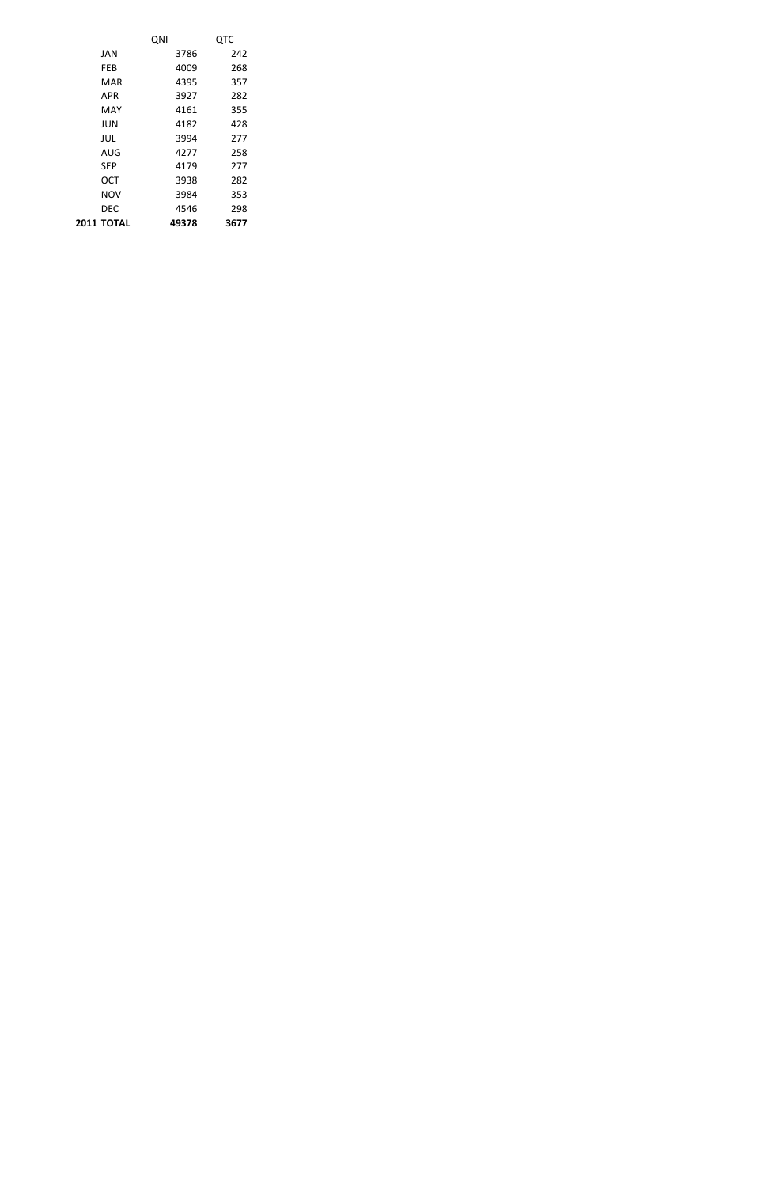| | | QNI | QTC |
| --- | --- | --- | --- |
| | JAN | 3786 | 242 |
| | FEB | 4009 | 268 |
| | MAR | 4395 | 357 |
| | APR | 3927 | 282 |
| | MAY | 4161 | 355 |
| | JUN | 4182 | 428 |
| | JUL | 3994 | 277 |
| | AUG | 4277 | 258 |
| | SEP | 4179 | 277 |
| | OCT | 3938 | 282 |
| | NOV | 3984 | 353 |
| | DEC | 4546 | 298 |
| **2011** | **TOTAL** | **49378** | **3677** |